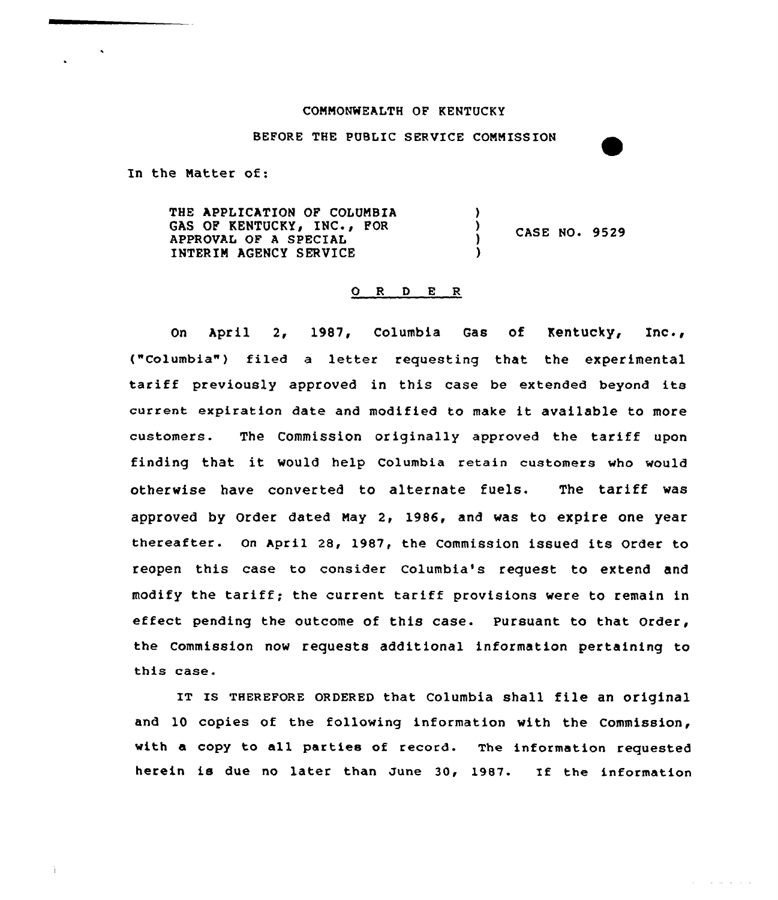COMMONWEALTH OF KENTUCKY

BEFORE THE PUBLIC SERVICE COMMISSION

In the Matter of:

THE APPLICATION OF COLUMBIA GAS OF KENTUCKY, INC., FOR APPROVAL OF A SPECIAL INTERIM AGENCY SERVICE ) ) ) ) CASE NO. 9529

## O R D E R

On April 2, 1987, Columbia Gas of Kentucky, Inc., ("Columbia") filed a letter requesting that the experimental tariff previously approved in this case be extended beyond its current expiration date and modified to make it available to more customers. The Commission originally approved the tariff upon finding that it would help Columbia retain customers who would otherwise have converted to alternate fuels. The tariff was approved by Order dated May 2, 1986, and was to expire one year thereafter. On April 28, 1987, the Commission issued its Order to reopen this case to consider Columbia's request to extend and modify the tariff; the current tariff provisions were to remain in effect pending the outcome of this case. Pursuant to that Order, the Commission now requests additional information pertaining to this case.

IT IS THEREFORE ORDERED that Columbia shall file an original and 10 copies of the following information with the Commission, with a copy to all parties of record. The information requested herein is due no later than June 30, 1987. If the information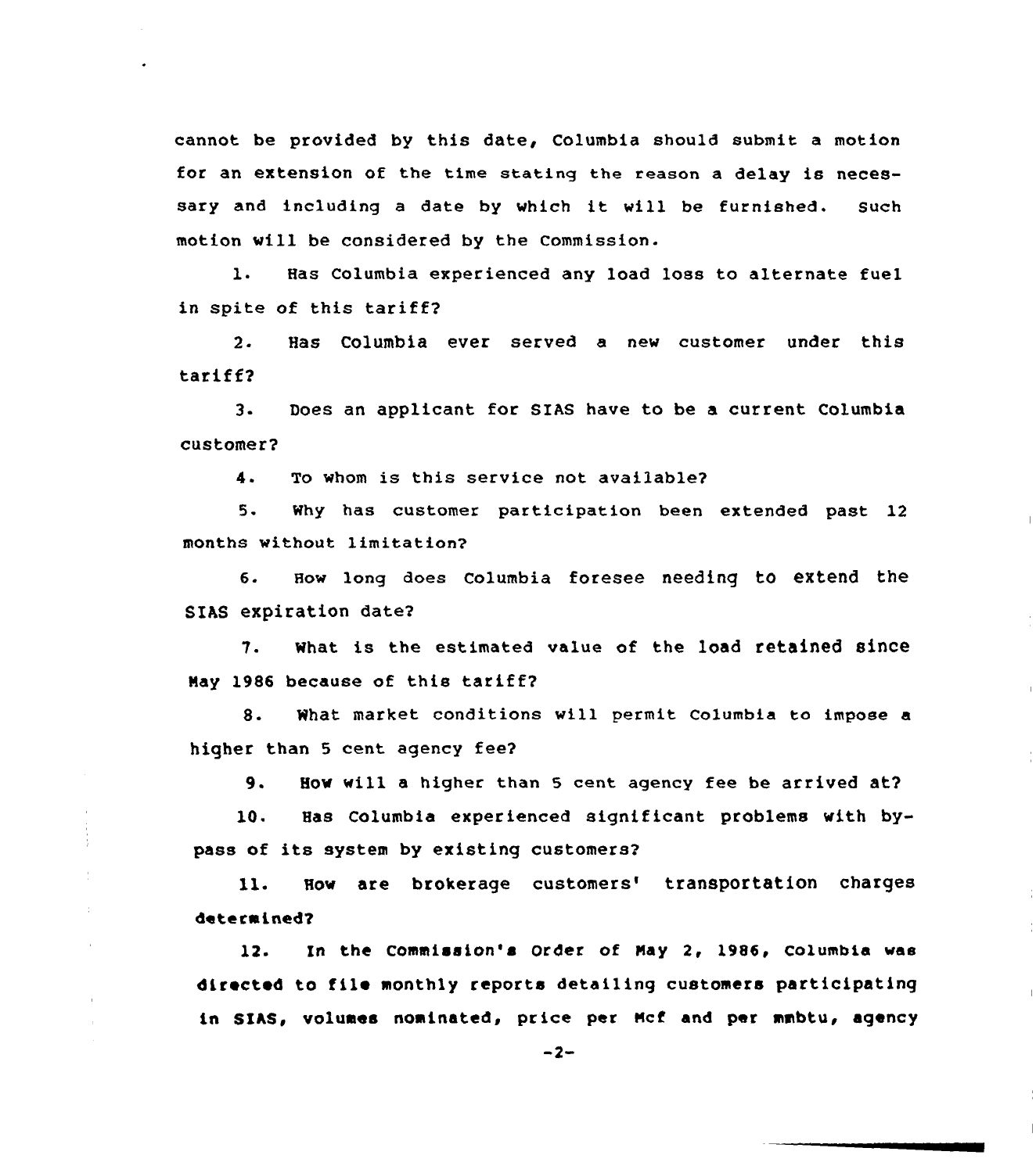cannot be provided by this date, Columbia should submit a motion for an extension of the time stating the reason a delay is necessary and including a date by which it will be furnished. Such motion will be considered by the Commission.

1. Has Columbia experienced any load loss to alternate fuel in spite of this tariff?

2. Has Columbia ever served a new customer under this tariff?

3. Does an applicant for SIAS have to be a current Columbia customer?

4. To whom is this service not available?

5. Why has customer participation been extended past 12 months without limitation?

6. How long does Columbia foresee needing to extend the SIAS expiration date?

7. What is the estimated value of the load retained since May 1986 because of this tariff?

8. What market conditions will permit Columbia to impose a higher than 5 cent agency fee?

9. How will a higher than 5 cent agency fee be arrived at?

10. Has Columbia experienced significant problems with bypass of its system by existing customers?

11. How are brokerage customers' transportation charges determined?

12. In the Commission's Order of May 2, 1986, Columbia was directed to file monthly reports detailing customers participating in SIAS, volumes nominated, price per Mcf and per mmbtu, agency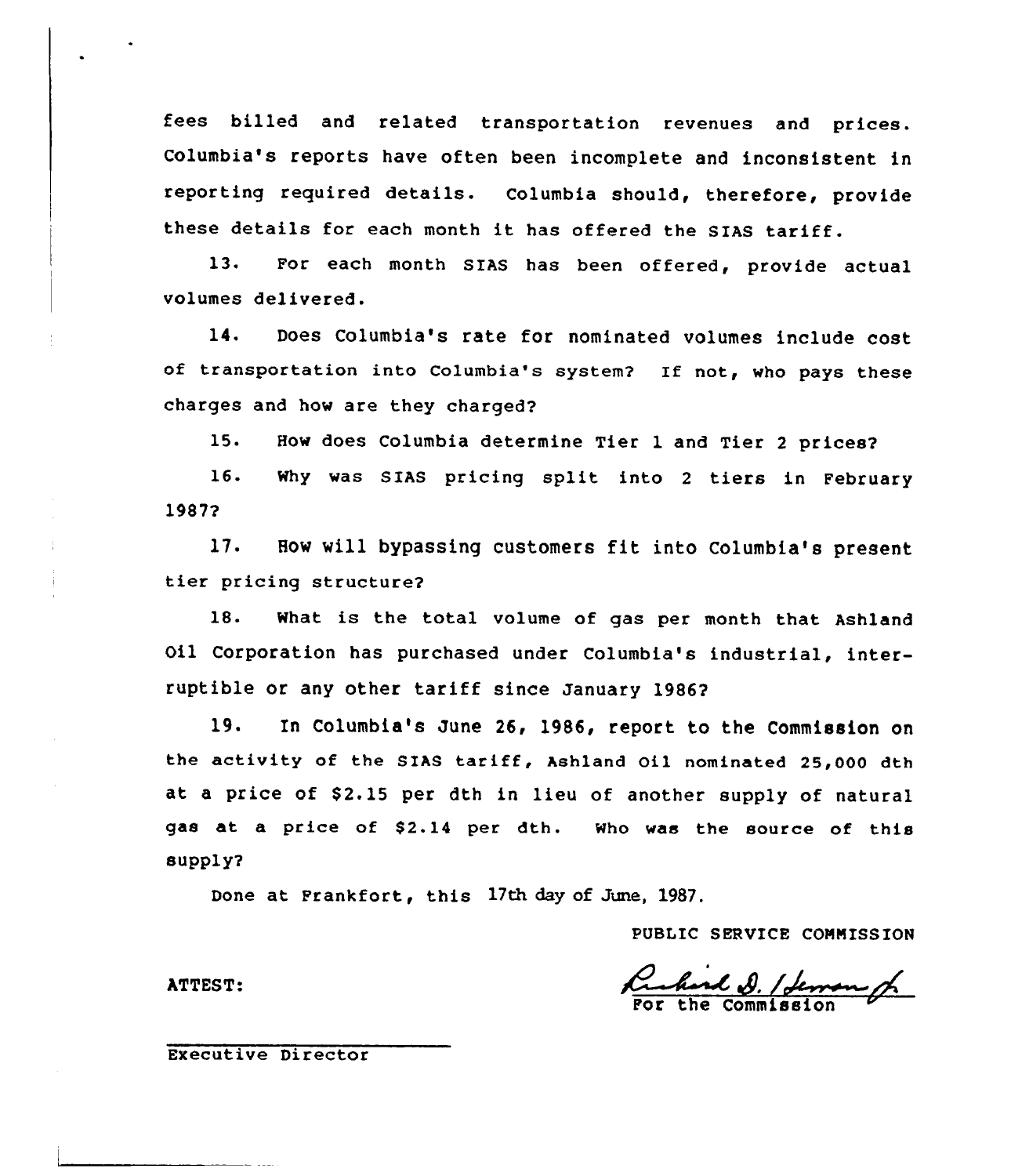fees billed and related transportation revenues and prices. Columbia's reports have often been incomplete and inconsistent in reporting required details. Columbia should, therefore, provide these details for each month it has offered the SIAS tariff.

13. For each month SIAS has been offered, provide actual volumes delivered.

14. Does Columbia's rate for nominated volumes include cost of transportation into Columbia's system? If not, who pays these charges and how are they charged?

15. How does Columbia determine Tier 1 and Tier 2 prices?

16. Why was SIAS pricing split into 2 tiers in February 1987?

17. How will bypassing customers fit into Columbia's present tier pricing structure?

18. What is the total volume of gas per month that Ashland Oil Corporation has purchased under Columbia's industrial, interruptible or any other tariff since January 1986?

19. In Columbia's June 26, 1986, report to the Commission on the activity of the SIAS tariff, Ashland Oil nominated 25,000 dth at a price of $2.15 per dth in lieu of another supply of natural gas at a price of $2.14 per dth. Who was the source of this supply?

Done at Frankfort, this 17th day of June, 1987.

PUBLIC SERVICE COMMISSION

Richard D. Heman Jr.
For the Commission

ATTEST:

Executive Director